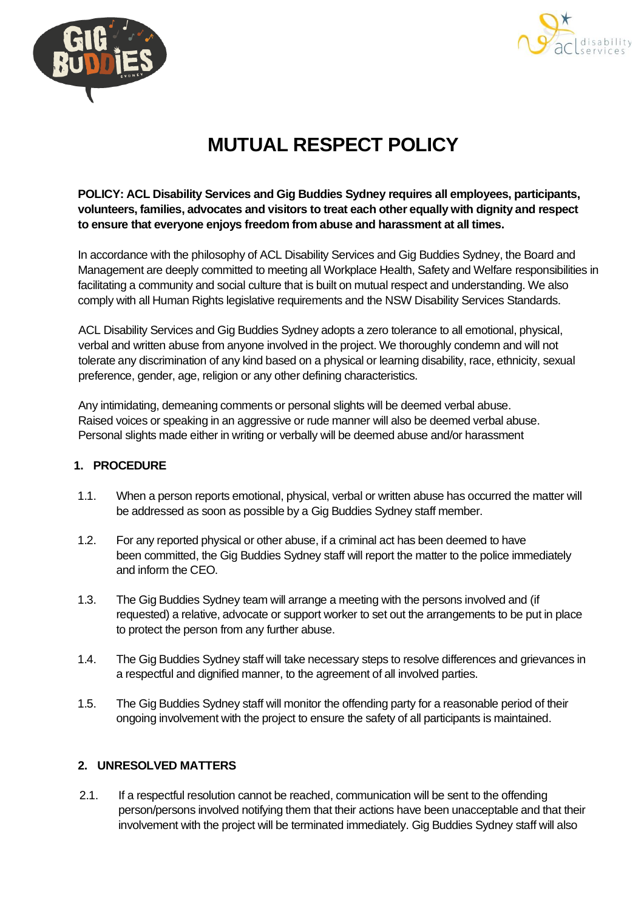# MUTUAL RESPECT POLICY

**POLICY: ACL Disability Services and Gig Buddies Sydney requires all employees, participants, volunteers, families, advocates and visitors to treat each other equally with dignity and respect to ensure that everyone enjoys freedom from abuse and harassment at all times.**

In accordance with the philosophy of ACL Disability Services and Gig Buddies Sydney, the Board and Management are deeply committed to meeting all Workplace Health, Safety and Welfare responsibilities in facilitating a community and social culture that is built on mutual respect and understanding. We also comply with all Human Rights legislative requirements and the NSW Disability Services Standards.

ACL Disability Services and Gig Buddies Sydney adopts a zero tolerance to all emotional, physical, verbal and written abuse from anyone involved in the project. We thoroughly condemn and will not tolerate any discrimination of any kind based on a physical or learning disability, race, ethnicity, sexual preference, gender, age, religion or any other defining characteristics.

Any intimidating, demeaning comments or personal slights will be deemed verbal abuse.
Raised voices or speaking in an aggressive or rude manner will also be deemed verbal abuse.
Personal slights made either in writing or verbally will be deemed abuse and/or harassment

## 1. PROCEDURE

1.1. When a person reports emotional, physical, verbal or written abuse has occurred the matter will be addressed as soon as possible by a Gig Buddies Sydney staff member.

1.2. For any reported physical or other abuse, if a criminal act has been deemed to have been committed, the Gig Buddies Sydney staff will report the matter to the police immediately and inform the CEO.

1.3. The Gig Buddies Sydney team will arrange a meeting with the persons involved and (if requested) a relative, advocate or support worker to set out the arrangements to be put in place to protect the person from any further abuse.

1.4. The Gig Buddies Sydney staff will take necessary steps to resolve differences and grievances in a respectful and dignified manner, to the agreement of all involved parties.

1.5. The Gig Buddies Sydney staff will monitor the offending party for a reasonable period of their ongoing involvement with the project to ensure the safety of all participants is maintained.

## 2. UNRESOLVED MATTERS

2.1. If a respectful resolution cannot be reached, communication will be sent to the offending person/persons involved notifying them that their actions have been unacceptable and that their involvement with the project will be terminated immediately. Gig Buddies Sydney staff will also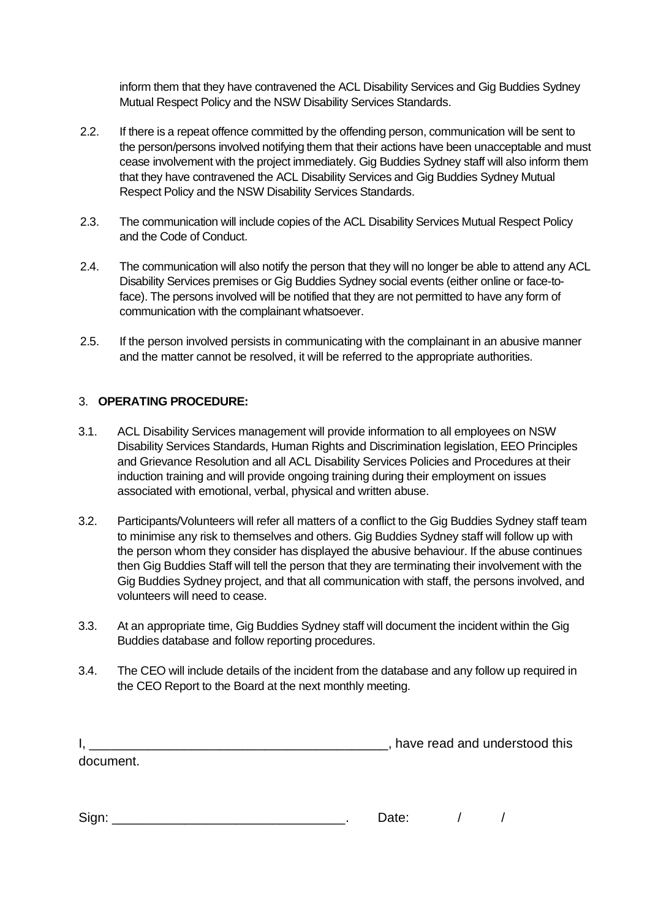inform them that they have contravened the ACL Disability Services and Gig Buddies Sydney Mutual Respect Policy and the NSW Disability Services Standards.

2.2. If there is a repeat offence committed by the offending person, communication will be sent to the person/persons involved notifying them that their actions have been unacceptable and must cease involvement with the project immediately. Gig Buddies Sydney staff will also inform them that they have contravened the ACL Disability Services and Gig Buddies Sydney Mutual Respect Policy and the NSW Disability Services Standards.

2.3. The communication will include copies of the ACL Disability Services Mutual Respect Policy and the Code of Conduct.

2.4. The communication will also notify the person that they will no longer be able to attend any ACL Disability Services premises or Gig Buddies Sydney social events (either online or face-to-face). The persons involved will be notified that they are not permitted to have any form of communication with the complainant whatsoever.

2.5. If the person involved persists in communicating with the complainant in an abusive manner and the matter cannot be resolved, it will be referred to the appropriate authorities.

## 3. OPERATING PROCEDURE:

3.1. ACL Disability Services management will provide information to all employees on NSW Disability Services Standards, Human Rights and Discrimination legislation, EEO Principles and Grievance Resolution and all ACL Disability Services Policies and Procedures at their induction training and will provide ongoing training during their employment on issues associated with emotional, verbal, physical and written abuse.

3.2. Participants/Volunteers will refer all matters of a conflict to the Gig Buddies Sydney staff team to minimise any risk to themselves and others. Gig Buddies Sydney staff will follow up with the person whom they consider has displayed the abusive behaviour. If the abuse continues then Gig Buddies Staff will tell the person that they are terminating their involvement with the Gig Buddies Sydney project, and that all communication with staff, the persons involved, and volunteers will need to cease.

3.3. At an appropriate time, Gig Buddies Sydney staff will document the incident within the Gig Buddies database and follow reporting procedures.

3.4. The CEO will include details of the incident from the database and any follow up required in the CEO Report to the Board at the next monthly meeting.

I, ________________________________________, have read and understood this document.

Sign: ______________________________. Date: / /